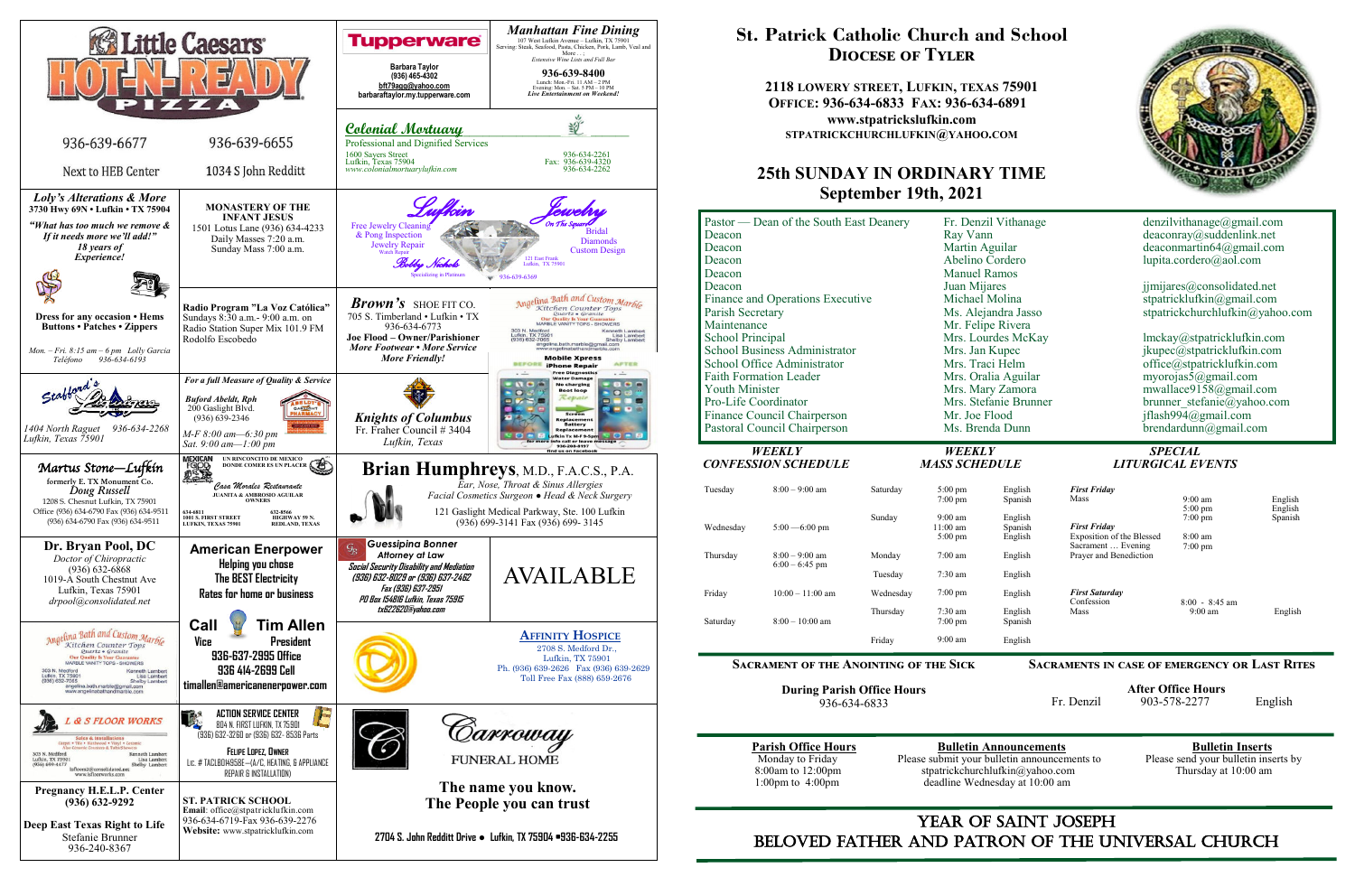# St. Patrick Catholic Church and School

## Diocese of Tyler

**2118 Lowery Street, Lufkin, Texas 75901**
**Office: 936-634-6833 Fax: 936-634-6891**
**www.stpatrickslufkin.com**
**STPATRICKCHURCHLUFKIN@YAHOO.COM**

## 25th SUNDAY IN ORDINARY TIME
## September 19th, 2021

| | | |
|---|---|---|
| Pastor — Dean of the South East Deanery | Fr. Denzil Vithanage | denzilvithanage@gmail.com |
| Deacon | Ray Vann | deaconray@suddenlink.net |
| Deacon | Martin Aguilar | deaconmartin64@gmail.com |
| Deacon | Abelino Cordero | lupita.cordero@aol.com |
| Deacon | Manuel Ramos | |
| Deacon | Juan Mijares | jjmijares@consolidated.net |
| Finance and Operations Executive | Michael Molina | stpatricklufkin@gmail.com |
| Parish Secretary | Ms. Alejandra Jasso | stpatrickchurchlufkin@yahoo.com |
| Maintenance | Mr. Felipe Rivera | |
| School Principal | Mrs. Lourdes McKay | lmckay@stpatricklufkin.com |
| School Business Administrator | Mrs. Jan Kupec | jkupec@stpatricklufkin.com |
| School Office Administrator | Mrs. Traci Helm | office@stpatricklufkin.com |
| Faith Formation Leader | Mrs. Oralia Aguilar | myorojas5@gmail.com |
| Youth Minister | Mrs. Mary Zamora | mwallace9158@gmail.com |
| Pro-Life Coordinator | Mrs. Stefanie Brunner | brunner_stefanie@yahoo.com |
| Finance Council Chairperson | Mr. Joe Flood | jflash994@gmail.com |
| Pastoral Council Chairperson | Ms. Brenda Dunn | brendardunn@gmail.com |

### WEEKLY CONFESSION SCHEDULE

| | |
|---|---|
| Tuesday | 8:00 – 9:00 am |
| Wednesday | 5:00 —6:00 pm |
| Thursday | 8:00 – 9:00 am; 6:00 – 6:45 pm |
| Friday | 10:00 – 11:00 am |
| Saturday | 8:00 – 10:00 am |

### WEEKLY MASS SCHEDULE

| | | |
|---|---|---|
| Saturday | 5:00 pm | English |
| | 7:00 pm | Spanish |
| Sunday | 9:00 am | English |
| | 11:00 am | Spanish |
| | 5:00 pm | English |
| Monday | 7:00 am | English |
| Tuesday | 7:30 am | English |
| Wednesday | 7:00 pm | English |
| Thursday | 7:30 am | English |
| | 7:00 pm | Spanish |
| Friday | 9:00 am | English |

### SPECIAL LITURGICAL EVENTS

| | | |
|---|---|---|
| ***First Friday*** Mass | 9:00 am | English |
| | 5:00 pm | English |
| | 7:00 pm | Spanish |
| ***First Friday*** Exposition of the Blessed Sacrament … Evening | 8:00 am | |
| | 7:00 pm | |
| Prayer and Benediction | | |
| ***First Saturday*** Confession | 8:00 - 8:45 am | |
| Mass | 9:00 am | English |

**Sacrament of the Anointing of the Sick**

During Parish Office Hours
936-634-6833

**Sacraments in case of Emergency or Last Rites**

After Office Hours
Fr. Denzil 903-578-2277 English

**Parish Office Hours**
Monday to Friday
8:00am to 12:00pm
1:00pm to 4:00pm

**Bulletin Announcements**
Please submit your bulletin announcements to stpatrickchurchlufkin@yahoo.com deadline Wednesday at 10:00 am

**Bulletin Inserts**
Please send your bulletin inserts by Thursday at 10:00 am

## YEAR OF SAINT JOSEPH
## BELOVED FATHER AND PATRON OF THE UNIVERSAL CHURCH

---

**Little Caesars HOT-N-READY PIZZA**
936-639-6677 — Next to HEB Center
936-639-6655 — 1034 S John Redditt

**Tupperware**
Barbara Taylor
(936) 465-4302
bft79agq@yahoo.com
barbaraftaylor.my.tupperware.com

***Manhattan Fine Dining***
107 West Lufkin Avenue – Lufkin, TX 75901
Serving: Steak, Seafood, Pasta, Chicken, Pork, Lamb, Veal and More . . . ;
*Extensive Wine List and Full Bar*
**936-639-8400**
Lunch: Mon.-Fri. 11 AM – 2 PM
Evening: Mon. – Sat. 5 PM – 10 PM
*Live Entertainment on Weekend!*

***Colonial Mortuary***
Professional and Dignified Services
1600 Sayers Street
Lufkin, Texas 75904
www.colonialmortuarylufkin.com
936-634-2261
Fax: 936-639-4320
936-634-2262

***Loly's Alterations & More***
**3730 Hwy 69N • Lufkin • TX 75904**
***"What has too much we remove & If it needs more we'll add!"***
***18 years of Experience!***
**Dress for any occasion • Hems Buttons • Patches • Zippers**
*Mon. – Fri. 8:15 am – 6 pm Lolly Garcia*
*Teléfono 936-634-6193*

**MONASTERY OF THE INFANT JESUS**
1501 Lotus Lane (936) 634-4233
Daily Masses 7:20 a.m.
Sunday Mass 7:00 a.m.

**Lufkin Jewelry** On The Square
Free Jewelry Cleaning & Prong Inspection
Jewelry Repair
Watch Repair
Bobby Nichols
Specializing in Platinum
Bridal
Diamonds
Custom Design
121 East Frank
Lufkin, TX 75901
936-639-6369

**Radio Program "La Voz Católica"**
Sundays 8:30 a.m.- 9:00 a.m. on Radio Station Super Mix 101.9 FM
Rodolfo Escobedo

***Brown's*** SHOE FIT CO.
705 S. Timberland • Lufkin • TX
936-634-6773
**Joe Flood – Owner/Parishioner**
***More Footwear • More Service***
***More Friendly!***

Angelina Bath and Custom Marble
Kitchen Counter Tops
Quartz • Granite
Our Quality Is Your Guarantee
MARBLE VANITY TOPS • SHOWERS
303 N. Medford
Lufkin, TX 75901
(936) 632-7065
Kenneth Lambert
Lisa Lambert
Shelby Lambert
angelina.bath.marble@gmail.com
www.angelinabathandmarble.com

**Mobile Xpress iPhone Repair**
Free Diagnostics
Water Damage
No charging
Boot loop
Repair
Screen Replacement
Battery Replacement
Lufkin Tx M-F 9-5pm
for more info call or leave message
936-208-8157
find us on Facebook

**Stafford's Lufkin Pharmacy**
1404 North Raguet 936-634-2268
Lufkin, Texas 75901

***For a full Measure of Quality & Service***
***Buford Abeldt, Rph***
200 Gaslight Blvd.
(936) 639-2346
*M-F 8:00 am—6:30 pm*
*Sat. 9:00 am—1:00 pm*

***Knights of Columbus***
Fr. Fraher Council # 3404
*Lufkin, Texas*

***Martus Stone—Lufkin***
formerly E. TX Monument Co.
*Doug Russell*
1208 S. Chesnut Lufkin, TX 75901
Office (936) 634-6790 Fax (936) 634-9511
(936) 634-6790 Fax (936) 634-9511

**MEXICAN FOOD** UN RINCONCITO DE MEXICO DONDE COMER ES UN PLACER
***Casa Morales Restaurante***
JUANITA & AMBROSIO AGUILAR OWNERS
634-6811
1001 S. FIRST STREET
LUFKIN, TEXAS 75901
632-8566
HIGHWAY 59 N.
REDLAND, TEXAS

**Brian Humphreys**, M.D., F.A.C.S., P.A.
*Ear, Nose, Throat & Sinus Allergies*
*Facial Cosmetics Surgeon ● Head & Neck Surgery*
121 Gaslight Medical Parkway, Ste. 100 Lufkin
(936) 699-3141 Fax (936) 699- 3145

**Dr. Bryan Pool, DC**
*Doctor of Chiropractic*
(936) 632-6868
1019-A South Chestnut Ave
Lufkin, Texas 75901
*drpool@consolidated.net*

**American Enerpower**
Helping you chose
The BEST Electricity
Rates for home or business

**Call Tim Allen**
Vice President
936-637-2995 Office
936 414-2699 Cell
timallen@americanenerpower.com

**Guessipina Bonner**
***Attorney at Law***
***Social Security Disability and Mediation***
***(936) 632-8029 or (936) 637-2462***
***Fax (936) 637-2951***
***PO Box 154816 Lufkin, Texas 75915***
***tx62262@yahoo.com***

AVAILABLE

Angelina Bath and Custom Marble
Kitchen Counter Tops
Quartz • Granite
Our Quality Is Your Guarantee
MARBLE VANITY TOPS • SHOWERS
303 N. Medford
Lufkin, TX 75901
(936) 632-7065
Kenneth Lambert
Lisa Lambert
Shelby Lambert
angelina.bath.marble@gmail.com
www.angelinabathandmarble.com

**Affinity Hospice**
2708 S. Medford Dr.,
Lufkin, TX 75901
Ph. (936) 639-2626 Fax (936) 639-2629
Toll Free Fax (888) 659-2676

**L & S FLOOR WORKS**
Sales & Installation
Carpet • Tile • Hardwood • Vinyl • Ceramic
Also Granite Counters & Table Showers
303 N. Medford
Lufkin, TX 75901
(936) 699-4477
Kenneth Lambert
Lisa Lambert
Shelby Lambert
lsfloors@consolidated.net
www.lsfloorworks.com

**ACTION SERVICE CENTER**
804 N. FIRST LUFKIN, TX 75901
(936) 632-3260 or (936) 632- 8536 Parts
FELIPE LOPEZ, OWNER
Lic. # TACLB049586E—(A/C, HEATING, & APPLIANCE REPAIR & INSTALLATION)

**Carroway FUNERAL HOME**
**The name you know.**
**The People you can trust**
**2704 S. John Redditt Drive ● Lufkin, TX 75904 ●936-634-2255**

**Pregnancy H.E.L.P. Center**
**(936) 632-9292**
**Deep East Texas Right to Life**
Stefanie Brunner
936-240-8367

**ST. PATRICK SCHOOL**
**Email**: office@stpatricklufkin.com
936-634-6719-Fax 936-639-2276
**Website:** www.stpatrickslufkin.com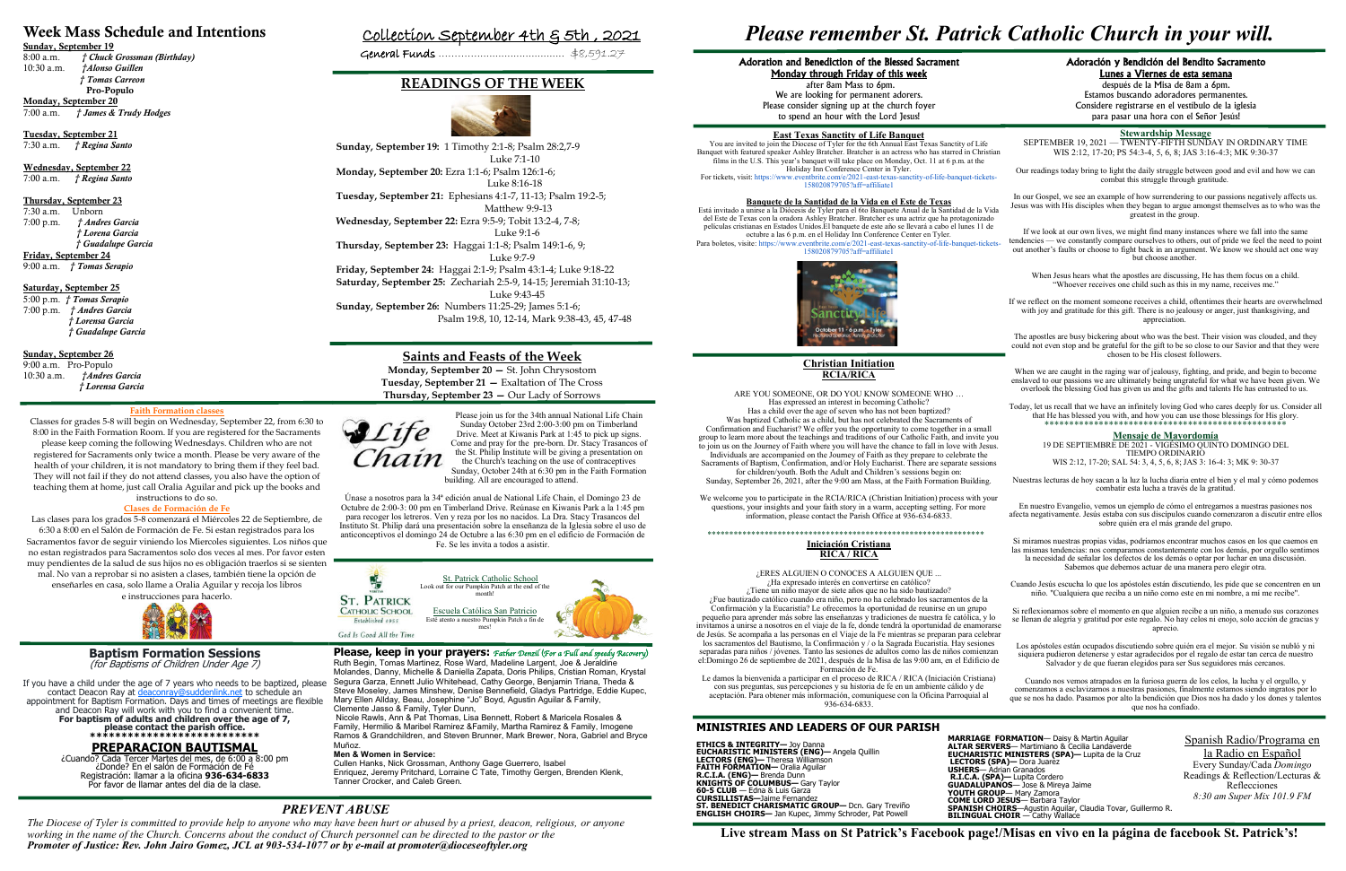# Week Mass Schedule and Intentions

**Sunday, September 19**
8:00 a.m. *† Chuck Grossman (Birthday)*
10:30 a.m. *†Alonso Guillen*
*† Tomas Carreon*
**Pro-Populo**

**Monday, September 20**
7:00 a.m. *† James & Trudy Hodges*

**Tuesday, September 21**
7:30 a.m. *† Regina Santo*

**Wednesday, September 22**
7:00 a.m. *† Regina Santo*

**Thursday, September 23**
7:30 a.m. Unborn
7:00 p.m. *† Andres Garcia*
*† Lorena Garcia*
*† Guadalupe Garcia*

**Friday, September 24**
9:00 a.m. *† Tomas Serapio*

**Saturday, September 25**
5:00 p.m. *† Tomas Serapio*
7:00 p.m. *† Andres Garcia*
*† Lorensa Garcia*
*† Guadalupe Garcia*

**Sunday, September 26**
9:00 a.m. Pro-Populo
10:30 a.m. *†Andres Garcia*
*† Lorensa Garcia*

### Faith Formation classes

Classes for grades 5-8 will begin on Wednesday, September 22, from 6:30 to 8:00 in the Faith Formation Room. If you are registered for the Sacraments please keep coming the following Wednesdays. Children who are not registered for Sacraments only twice a month. Please be very aware of the health of your children, it is not mandatory to bring them if they feel bad. They will not fail if they do not attend classes, you also have the option of teaching them at home, just call Oralia Aguilar and pick up the books and instructions to do so.

### Clases de Formación de Fe

Las clases para los grados 5-8 comenzará el Miércoles 22 de Septiembre, de 6:30 a 8:00 en el Salón de Formación de Fe. Si estan registrados para los Sacramentos favor de seguir viniendo los Miercoles siguientes. Los niños que no estan registrados para Sacramentos solo dos veces al mes. Por favor esten muy pendientes de la salud de sus hijos no es obligación traerlos si se sienten mal. No van a reprobar si no asisten a clases, también tiene la opción de enseñarles en casa, solo llame a Oralia Aguilar y recoja los libros e instrucciones para hacerlo.

## Baptism Formation Sessions

*(for Baptisms of Children Under Age 7)*

If you have a child under the age of 7 years who needs to be baptized, please contact Deacon Ray at deaconray@suddenlink.net to schedule an appointment for Baptism Formation. Days and times of meetings are flexible and Deacon Ray will work with you to find a convenient time.
**For baptism of adults and children over the age of 7, please contact the parish office.**
**\*\*\*\*\*\*\*\*\*\*\*\*\*\*\*\*\*\*\*\*\*\*\*\*\*\*\*\***

## PREPARACION BAUTISMAL

¿Cuando? Cada Tercer Martes del mes, de 6:00 a 8:00 pm
¿Donde? En el salón de Formación de Fé
Registración: llamar a la oficina **936-634-6833**
Por favor de llamar antes del dia de la clase.

## Collection September 4th & 5th , 2021

General Funds .......................................... $8,591.27

## READINGS OF THE WEEK

**Sunday, September 19:** 1 Timothy 2:1-8; Psalm 28:2,7-9 Luke 7:1-10
**Monday, September 20:** Ezra 1:1-6; Psalm 126:1-6; Luke 8:16-18
**Tuesday, September 21:** Ephesians 4:1-7, 11-13; Psalm 19:2-5; Matthew 9:9-13
**Wednesday, September 22:** Ezra 9:5-9; Tobit 13:2-4, 7-8; Luke 9:1-6
**Thursday, September 23:** Haggai 1:1-8; Psalm 149:1-6, 9; Luke 9:7-9
**Friday, September 24:** Haggai 2:1-9; Psalm 43:1-4; Luke 9:18-22
**Saturday, September 25:** Zechariah 2:5-9, 14-15; Jeremiah 31:10-13; Luke 9:43-45
**Sunday, September 26:** Numbers 11:25-29; James 5:1-6; Psalm 19:8, 10, 12-14, Mark 9:38-43, 45, 47-48

## Saints and Feasts of the Week

**Monday, September 20 —** St. John Chrysostom
**Tuesday, September 21 —** Exaltation of The Cross
**Thursday, September 23 —** Our Lady of Sorrows

Life Chain

Please join us for the 34th annual National Life Chain Sunday October 23rd 2:00-3:00 pm on Timberland Drive. Meet at Kiwanis Park at 1:45 to pick up signs. Come and pray for the pre-born. Dr. Stacy Trasancos of the St. Philip Institute will be giving a presentation on the Church's teaching on the use of contraceptives Sunday, October 24th at 6:30 pm in the Faith Formation building. All are encouraged to attend.

Únase a nosotros para la 34ª edición anual de National Life Chain, el Domingo 23 de Octubre de 2:00-3: 00 pm en Timberland Drive. Reúnase en Kiwanis Park a la 1:45 pm para recoger los letreros. Ven y reza por los no nacidos. La Dra. Stacy Trasancos del Instituto St. Philip dará una presentación sobre la enseñanza de la Iglesia sobre el uso de anticonceptivos el domingo 24 de Octubre a las 6:30 pm en el edificio de Formación de Fe. Se les invita a todos a asistir.

ST. PATRICK CATHOLIC SCHOOL
Established 1955
God Is Good All the Time

St. Patrick Catholic School
Look out for our Pumpkin Patch at the end of the month!

Escuela Católica San Patricio
Esté atento a nuestro Pumpkin Patch a fin de mes!

**Please, keep in your prayers:** *Father Denzil (For a Full and speedy Recovery)*
Ruth Begin, Tomas Martinez, Rose Ward, Madeline Largent, Joe & Jeraldine Molandes, Danny, Michelle & Daniella Zapata, Doris Philips, Cristian Roman, Krystal Segura Garza, Ennett Julio Whitehead, Cathy George, Benjamin Triana, Theda & Steve Moseley, James Minshew, Denise Bennefield, Gladys Partridge, Eddie Kupec, Mary Ellen Allday, Beau, Josephine "Jo" Boyd, Agustin Aguilar & Family, Clemente Jasso & Family, Tyler Dunn,
Nicole Rawls, Ann & Pat Thomas, Lisa Bennett, Robert & Maricela Rosales & Family, Hermilio & Maribel Ramirez &Family, Martha Ramirez & Family, Imogene Ramos & Grandchildren, and Steven Brunner, Mark Brewer, Nora, Gabriel and Bryce Muñoz.
**Men & Women in Service:**
Cullen Hanks, Nick Grossman, Anthony Gage Guerrero, Isabel Enriquez, Jeremy Pritchard, Lorraine C Tate, Timothy Gergen, Brenden Klenk, Tanner Crocker, and Caleb Green.

## PREVENT ABUSE

*The Diocese of Tyler is committed to provide help to anyone who may have been hurt or abused by a priest, deacon, religious, or anyone working in the name of the Church. Concerns about the conduct of Church personnel can be directed to the pastor or the*
***Promoter of Justice: Rev. John Jairo Gomez, JCL at 903-534-1077 or by e-mail at promoter@dioceseoftyler.org***

# Please remember St. Patrick Catholic Church in your will.

### Adoration and Benediction of the Blessed Sacrament
**Monday through Friday of this week**
after 8am Mass to 6pm.
We are looking for permanent adorers.
Please consider signing up at the church foyer to spend an hour with the Lord Jesus!

### Adoración y Bendición del Bendito Sacramento
**Lunes a Viernes de esta semana**
después de la Misa de 8am a 6pm.
Estamos buscando adoradores permanentes.
Considere registrarse en el vestíbulo de la iglesia para pasar una hora con el Señor Jesús!

### East Texas Sanctity of Life Banquet

You are invited to join the Diocese of Tyler for the 6th Annual East Texas Sanctity of Life Banquet with featured speaker Ashley Bratcher. Bratcher is an actress who has starred in Christian films in the U.S. This year's banquet will take place on Monday, Oct. 11 at 6 p.m. at the Holiday Inn Conference Center in Tyler.
For tickets, visit: https://www.eventbrite.com/e/2021-east-texas-sanctity-of-life-banquet-tickets-158020879705?aff=affiliate1

### Banquete de la Santidad de la Vida en el Este de Texas

Está invitado a unirse a la Diócesis de Tyler para el 6to Banquete Anual de la Santidad de la Vida del Este de Texas con la oradora Ashley Bratcher. Bratcher es una actriz que ha protagonizado películas cristianas en Estados Unidos.El banquete de este año se llevará a cabo el lunes 11 de octubre a las 6 p.m. en el Holiday Inn Conference Center en Tyler.
Para boletos, visite: https://www.eventbrite.com/e/2021-east-texas-sanctity-of-life-banquet-tickets-158020879705?aff=affiliate1

### Christian Initiation
### RCIA/RICA

ARE YOU SOMEONE, OR DO YOU KNOW SOMEONE WHO …
Has expressed an interest in becoming Catholic?
Has a child over the age of seven who has not been baptized?
Was baptized Catholic as a child, but has not celebrated the Sacraments of Confirmation and Eucharist? We offer you the opportunity to come together in a small group to learn more about the teachings and traditions of our Catholic Faith, and invite you to join us on the Journey of Faith where you will have the chance to fall in love with Jesus. Individuals are accompanied on the Journey of Faith as they prepare to celebrate the Sacraments of Baptism, Confirmation, and/or Holy Eucharist. There are separate sessions for children/youth. Both the Adult and Children's sessions begin on:
Sunday, September 26, 2021, after the 9:00 am Mass, at the Faith Formation Building.

We welcome you to participate in the RCIA/RICA (Christian Initiation) process with your questions, your insights and your faith story in a warm, accepting setting. For more information, please contact the Parish Office at 936-634-6833.

\*\*\*\*\*\*\*\*\*\*\*\*\*\*\*\*\*\*\*\*\*\*\*\*\*\*\*\*\*\*\*\*\*\*\*\*\*\*\*\*\*\*\*\*\*\*\*\*\*\*\*\*\*\*\*\*\*\*\*\*\*\*\*\*

### Iniciación Cristiana
### RICA / RICA

¿ERES ALGUIEN O CONOCES A ALGUIEN QUE ...
¿Ha expresado interés en convertirse en católico?
¿Tiene un niño mayor de siete años que no ha sido bautizado?
¿Fue bautizado católico cuando era niño, pero no ha celebrado los sacramentos de la Confirmación y la Eucaristía? Le ofrecemos la oportunidad de reunirse en un grupo pequeño para aprender más sobre las enseñanzas y tradiciones de nuestra fe católica, y lo invitamos a unirse a nosotros en el viaje de la fe, donde tendrá la oportunidad de enamorarse de Jesús. Se acompaña a las personas en el Viaje de la Fe mientras se preparan para celebrar los sacramentos del Bautismo, la Confirmación y / o la Sagrada Eucaristía. Hay sesiones separadas para niños / jóvenes. Tanto las sesiones de adultos como las de niños comienzan el:Domingo 26 de septiembre de 2021, después de la Misa de las 9:00 am, en el Edificio de Formación de Fe.
Le damos la bienvenida a participar en el proceso de RICA / RICA (Iniciación Cristiana) con sus preguntas, sus percepciones y su historia de fe en un ambiente cálido y de aceptación. Para obtener más información, comuníquese con la Oficina Parroquial al 936-634-6833.

### Stewardship Message

SEPTEMBER 19, 2021 — TWENTY-FIFTH SUNDAY IN ORDINARY TIME
WIS 2:12, 17-20; PS 54:3-4, 5, 6, 8; JAS 3:16-4:3; MK 9:30-37

Our readings today bring to light the daily struggle between good and evil and how we can combat this struggle through gratitude.

In our Gospel, we see an example of how surrendering to our passions negatively affects us. Jesus was with His disciples when they began to argue amongst themselves as to who was the greatest in the group.

If we look at our own lives, we might find many instances where we fall into the same tendencies — we constantly compare ourselves to others, out of pride we feel the need to point out another's faults or choose to fight back in an argument. We know we should act one way but choose another.

When Jesus hears what the apostles are discussing, He has them focus on a child. "Whoever receives one child such as this in my name, receives me."

If we reflect on the moment someone receives a child, oftentimes their hearts are overwhelmed with joy and gratitude for this gift. There is no jealousy or anger, just thanksgiving, and appreciation.

The apostles are busy bickering about who was the best. Their vision was clouded, and they could not even stop and be grateful for the gift to be so close to our Savior and that they were chosen to be His closest followers.

When we are caught in the raging war of jealousy, fighting, and pride, and begin to become enslaved to our passions we are ultimately being ungrateful for what we have been given. We overlook the blessing God has given us and the gifts and talents He has entrusted to us.

Today, let us recall that we have an infinitely loving God who cares deeply for us. Consider all that He has blessed you with, and how you can use those blessings for His glory.
\*\*\*\*\*\*\*\*\*\*\*\*\*\*\*\*\*\*\*\*\*\*\*\*\*\*\*\*\*\*\*\*\*\*\*\*\*\*\*\*\*\*\*\*\*\*\*\*\*\*\*

### Mensaje de Mayordomía

19 DE SEPTIEMBRE DE 2021 - VIGÉSIMO QUINTO DOMINGO DEL TIEMPO ORDINARIO
WIS 2:12, 17-20; SAL 54: 3, 4, 5, 6, 8; JAS 3: 16-4: 3; MK 9: 30-37

Nuestras lecturas de hoy sacan a la luz la lucha diaria entre el bien y el mal y cómo podemos combatir esta lucha a través de la gratitud.

En nuestro Evangelio, vemos un ejemplo de cómo el entregarnos a nuestras pasiones nos afecta negativamente. Jesús estaba con sus discípulos cuando comenzaron a discutir entre ellos sobre quién era el más grande del grupo.

Si miramos nuestras propias vidas, podríamos encontrar muchos casos en los que caemos en las mismas tendencias: nos comparamos constantemente con los demás, por orgullo sentimos la necesidad de señalar los defectos de los demás o optar por luchar en una discusión. Sabemos que debemos actuar de una manera pero elegir otra.

Cuando Jesús escucha lo que los apóstoles están discutiendo, les pide que se concentren en un niño. "Cualquiera que reciba a un niño como este en mi nombre, a mí me recibe".

Si reflexionamos sobre el momento en que alguien recibe a un niño, a menudo sus corazones se llenan de alegría y gratitud por este regalo. No hay celos ni enojo, solo acción de gracias y aprecio.

Los apóstoles están ocupados discutiendo sobre quién era el mejor. Su visión se nubló y ni siquiera pudieron detenerse y estar agradecidos por el regalo de estar tan cerca de nuestro Salvador y de que fueran elegidos para ser Sus seguidores más cercanos.

Cuando nos vemos atrapados en la furiosa guerra de los celos, la lucha y el orgullo, y comenzamos a esclavizarnos a nuestras pasiones, finalmente estamos siendo ingratos por lo que se nos ha dado. Pasamos por alto la bendición que Dios nos ha dado y los dones y talentos que nos ha confiado.

## MINISTRIES AND LEADERS OF OUR PARISH

**ETHICS & INTEGRITY—** Joy Danna
**EUCHARISTIC MINISTERS (ENG)—** Angela Quillin
**LECTORS (ENG)—** Theresa Williamson
**FAITH FORMATION—** Oralia Aguilar
**R.C.I.A. (ENG)—** Brenda Dunn
**KNIGHTS OF COLUMBUS—** Gary Taylor
**60-5 CLUB** — Edna & Luis Garza
**CURSILLISTAS—**Jaime Fernandez
**ST. BENEDICT CHARISMATIC GROUP—** Dcn. Gary Treviño
**ENGLISH CHOIRS—** Jan Kupec, Jimmy Schroder, Pat Powell
**MARRIAGE FORMATION**— Daisy & Martin Aguilar
**ALTAR SERVERS**— Martimiano & Cecilia Landaverde
**EUCHARISTIC MINISTERS (SPA)—** Lupita de la Cruz
**LECTORS (SPA)—** Dora Juarez
**USHERS**— Adrian Granados
**R.I.C.A. (SPA)—** Lupita Cordero
**GUADALUPANOS**— Jose & Mireya Jaime
**YOUTH GROUP**— Mary Zamora
**COME LORD JESUS**— Barbara Taylor
**SPANISH CHOIRS**—Agustin Aguilar, Claudia Tovar, Guillermo R.
**BILINGUAL CHOIR** — Cathy Wallace

Spanish Radio/Programa en la Radio en Español
Every Sunday/Cada *Domingo*
Readings & Reflection/Lecturas & Reflecciones
*8:30 am Super Mix 101.9 FM*

**Live stream Mass on St Patrick's Facebook page!/Misas en vivo en la página de facebook St. Patrick's!**